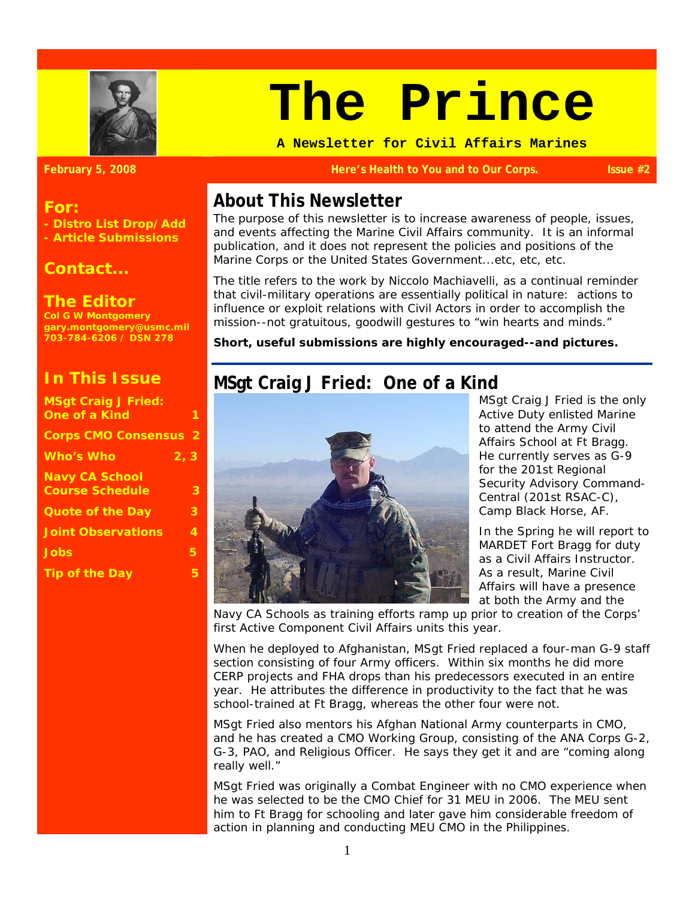# The Prince

**A Newsletter for Civil Affairs Marines**

**February 5, 2008** | **Here's Health to You and to Our Corps.** | **Issue #2**

## For:

**- Distro List Drop/Add**
**- Article Submissions**

## Contact...

## The Editor

**Col G W Montgomery**
**gary.montgomery@usmc.mil**
**703-784-6206 / DSN 278**

## In This Issue

| | |
|---|---|
| MSgt Craig J Fried: One of a Kind | 1 |
| Corps CMO Consensus | 2 |
| Who's Who | 2, 3 |
| Navy CA School Course Schedule | 3 |
| Quote of the Day | 3 |
| Joint Observations | 4 |
| Jobs | 5 |
| Tip of the Day | 5 |

## About This Newsletter

The purpose of this newsletter is to increase awareness of people, issues, and events affecting the Marine Civil Affairs community. It is an informal publication, and it does not represent the policies and positions of the Marine Corps or the United States Government...etc, etc, etc.

The title refers to the work by Niccolo Machiavelli, as a continual reminder that civil-military operations are essentially political in nature: actions to influence or exploit relations with Civil Actors in order to accomplish the mission--not gratuitous, goodwill gestures to "win hearts and minds."

**Short, useful submissions are highly encouraged--and pictures.**

## MSgt Craig J Fried: One of a Kind

MSgt Craig J Fried is the only Active Duty enlisted Marine to attend the Army Civil Affairs School at Ft Bragg. He currently serves as G-9 for the 201st Regional Security Advisory Command-Central (201st RSAC-C), Camp Black Horse, AF.

In the Spring he will report to MARDET Fort Bragg for duty as a Civil Affairs Instructor. As a result, Marine Civil Affairs will have a presence at both the Army and the Navy CA Schools as training efforts ramp up prior to creation of the Corps' first Active Component Civil Affairs units this year.

When he deployed to Afghanistan, MSgt Fried replaced a four-man G-9 staff section consisting of four Army officers. Within six months he did more CERP projects and FHA drops than his predecessors executed in an entire year. He attributes the difference in productivity to the fact that he was school-trained at Ft Bragg, whereas the other four were not.

MSgt Fried also mentors his Afghan National Army counterparts in CMO, and he has created a CMO Working Group, consisting of the ANA Corps G-2, G-3, PAO, and Religious Officer. He says they get it and are "coming along really well."

MSgt Fried was originally a Combat Engineer with no CMO experience when he was selected to be the CMO Chief for 31 MEU in 2006. The MEU sent him to Ft Bragg for schooling and later gave him considerable freedom of action in planning and conducting MEU CMO in the Philippines.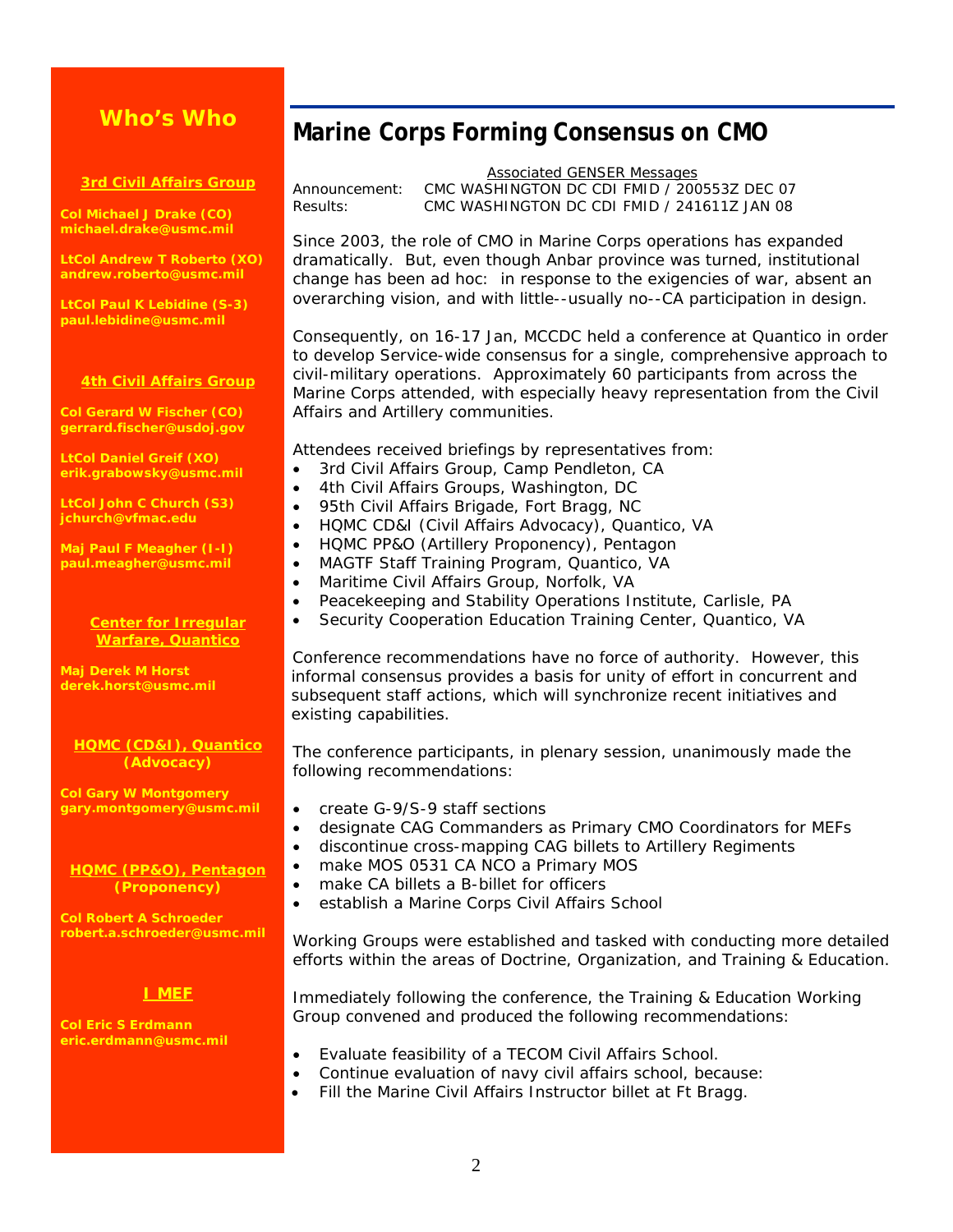## Who's Who

**3rd Civil Affairs Group**

**Col Michael J Drake (CO)**
**michael.drake@usmc.mil**

**LtCol Andrew T Roberto (XO)**
**andrew.roberto@usmc.mil**

**LtCol Paul K Lebidine (S-3)**
**paul.lebidine@usmc.mil**

**4th Civil Affairs Group**

**Col Gerard W Fischer (CO)**
**gerrard.fischer@usdoj.gov**

**LtCol Daniel Greif (XO)**
**erik.grabowsky@usmc.mil**

**LtCol John C Church (S3)**
**jchurch@vfmac.edu**

**Maj Paul F Meagher (I-I)**
**paul.meagher@usmc.mil**

**Center for Irregular Warfare, Quantico**

**Maj Derek M Horst**
**derek.horst@usmc.mil**

**HQMC (CD&I), Quantico (Advocacy)**

**Col Gary W Montgomery**
**gary.montgomery@usmc.mil**

**HQMC (PP&O), Pentagon (Proponency)**

**Col Robert A Schroeder**
**robert.a.schroeder@usmc.mil**

**I MEF**

**Col Eric S Erdmann**
**eric.erdmann@usmc.mil**

# Marine Corps Forming Consensus on CMO

Associated GENSER Messages

Announcement: CMC WASHINGTON DC CDI FMID / 200553Z DEC 07
Results: CMC WASHINGTON DC CDI FMID / 241611Z JAN 08

Since 2003, the role of CMO in Marine Corps operations has expanded dramatically. But, even though Anbar province was turned, institutional change has been ad hoc: in response to the exigencies of war, absent an overarching vision, and with little--usually no--CA participation in design.

Consequently, on 16-17 Jan, MCCDC held a conference at Quantico in order to develop Service-wide consensus for a single, comprehensive approach to civil-military operations. Approximately 60 participants from across the Marine Corps attended, with especially heavy representation from the Civil Affairs and Artillery communities.

Attendees received briefings by representatives from:

- 3rd Civil Affairs Group, Camp Pendleton, CA
- 4th Civil Affairs Groups, Washington, DC
- 95th Civil Affairs Brigade, Fort Bragg, NC
- HQMC CD&I (Civil Affairs Advocacy), Quantico, VA
- HQMC PP&O (Artillery Proponency), Pentagon
- MAGTF Staff Training Program, Quantico, VA
- Maritime Civil Affairs Group, Norfolk, VA
- Peacekeeping and Stability Operations Institute, Carlisle, PA
- Security Cooperation Education Training Center, Quantico, VA

Conference recommendations have no force of authority. However, this informal consensus provides a basis for unity of effort in concurrent and subsequent staff actions, which will synchronize recent initiatives and existing capabilities.

The conference participants, in plenary session, unanimously made the following recommendations:

- create G-9/S-9 staff sections
- designate CAG Commanders as Primary CMO Coordinators for MEFs
- discontinue cross-mapping CAG billets to Artillery Regiments
- make MOS 0531 CA NCO a Primary MOS
- make CA billets a B-billet for officers
- establish a Marine Corps Civil Affairs School

Working Groups were established and tasked with conducting more detailed efforts within the areas of Doctrine, Organization, and Training & Education.

Immediately following the conference, the Training & Education Working Group convened and produced the following recommendations:

- Evaluate feasibility of a TECOM Civil Affairs School.
- Continue evaluation of navy civil affairs school, because:
- Fill the Marine Civil Affairs Instructor billet at Ft Bragg.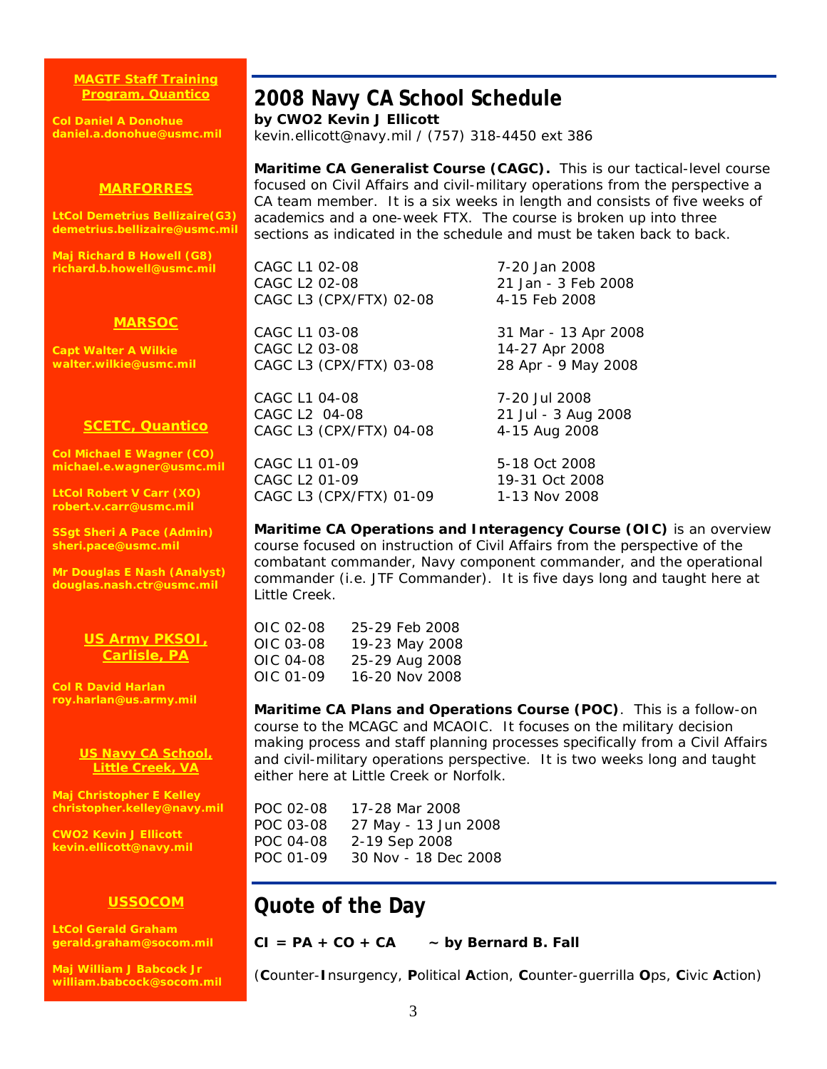**MAGTF Staff Training Program, Quantico**

**Col Daniel A Donohue**
**daniel.a.donohue@usmc.mil**

**MARFORRES**

**LtCol Demetrius Bellizaire(G3)**
**demetrius.bellizaire@usmc.mil**

**Maj Richard B Howell (G8)**
**richard.b.howell@usmc.mil**

**MARSOC**

**Capt Walter A Wilkie**
**walter.wilkie@usmc.mil**

**SCETC, Quantico**

**Col Michael E Wagner (CO)**
**michael.e.wagner@usmc.mil**

**LtCol Robert V Carr (XO)**
**robert.v.carr@usmc.mil**

**SSgt Sheri A Pace (Admin)**
**sheri.pace@usmc.mil**

**Mr Douglas E Nash (Analyst)**
**douglas.nash.ctr@usmc.mil**

**US Army PKSOI, Carlisle, PA**

**Col R David Harlan**
**roy.harlan@us.army.mil**

**US Navy CA School, Little Creek, VA**

**Maj Christopher E Kelley**
**christopher.kelley@navy.mil**

**CWO2 Kevin J Ellicott**
**kevin.ellicott@navy.mil**

**USSOCOM**

**LtCol Gerald Graham**
**gerald.graham@socom.mil**

**Maj William J Babcock Jr**
**william.babcock@socom.mil**

# 2008 Navy CA School Schedule

**by CWO2 Kevin J Ellicott**
kevin.ellicott@navy.mil / (757) 318-4450 ext 386

**Maritime CA Generalist Course (CAGC).** This is our tactical-level course focused on Civil Affairs and civil-military operations from the perspective a CA team member. It is a six weeks in length and consists of five weeks of academics and a one-week FTX. The course is broken up into three sections as indicated in the schedule and must be taken back to back.

| | |
|---|---|
| CAGC L1 02-08 | 7-20 Jan 2008 |
| CAGC L2 02-08 | 21 Jan - 3 Feb 2008 |
| CAGC L3 (CPX/FTX) 02-08 | 4-15 Feb 2008 |
| CAGC L1 03-08 | 31 Mar - 13 Apr 2008 |
| CAGC L2 03-08 | 14-27 Apr 2008 |
| CAGC L3 (CPX/FTX) 03-08 | 28 Apr - 9 May 2008 |
| CAGC L1 04-08 | 7-20 Jul 2008 |
| CAGC L2 04-08 | 21 Jul - 3 Aug 2008 |
| CAGC L3 (CPX/FTX) 04-08 | 4-15 Aug 2008 |
| CAGC L1 01-09 | 5-18 Oct 2008 |
| CAGC L2 01-09 | 19-31 Oct 2008 |
| CAGC L3 (CPX/FTX) 01-09 | 1-13 Nov 2008 |

**Maritime CA Operations and Interagency Course (OIC)** is an overview course focused on instruction of Civil Affairs from the perspective of the combatant commander, Navy component commander, and the operational commander (i.e. JTF Commander). It is five days long and taught here at Little Creek.

| | |
|---|---|
| OIC 02-08 | 25-29 Feb 2008 |
| OIC 03-08 | 19-23 May 2008 |
| OIC 04-08 | 25-29 Aug 2008 |
| OIC 01-09 | 16-20 Nov 2008 |

**Maritime CA Plans and Operations Course (POC)**. This is a follow-on course to the MCAGC and MCAOIC. It focuses on the military decision making process and staff planning processes specifically from a Civil Affairs and civil-military operations perspective. It is two weeks long and taught either here at Little Creek or Norfolk.

| | |
|---|---|
| POC 02-08 | 17-28 Mar 2008 |
| POC 03-08 | 27 May - 13 Jun 2008 |
| POC 04-08 | 2-19 Sep 2008 |
| POC 01-09 | 30 Nov - 18 Dec 2008 |

# Quote of the Day

**CI = PA + CO + CA** ~ **by Bernard B. Fall**

(**C**ounter-**I**nsurgency, **P**olitical **A**ction, **C**ounter-guerrilla **O**ps, **C**ivic **A**ction)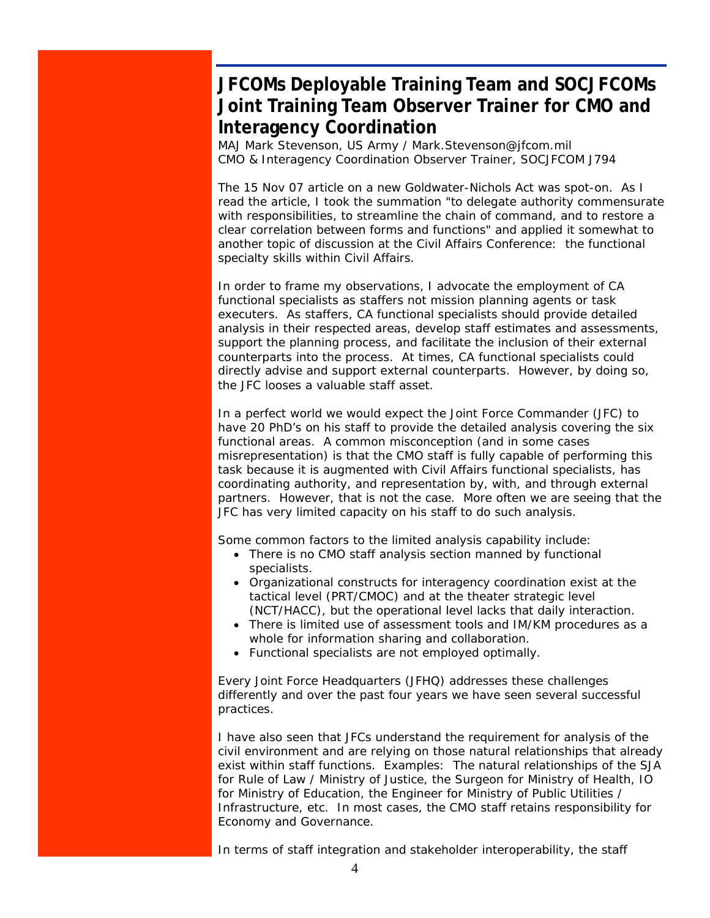## JFCOMs Deployable Training Team and SOCJFCOMs Joint Training Team Observer Trainer for CMO and Interagency Coordination

MAJ Mark Stevenson, US Army / Mark.Stevenson@jfcom.mil
CMO & Interagency Coordination Observer Trainer, SOCJFCOM J794

The 15 Nov 07 article on a new Goldwater-Nichols Act was spot-on. As I read the article, I took the summation "to delegate authority commensurate with responsibilities, to streamline the chain of command, and to restore a clear correlation between forms and functions" and applied it somewhat to another topic of discussion at the Civil Affairs Conference: the functional specialty skills within Civil Affairs.

In order to frame my observations, I advocate the employment of CA functional specialists as staffers not mission planning agents or task executers. As staffers, CA functional specialists should provide detailed analysis in their respected areas, develop staff estimates and assessments, support the planning process, and facilitate the inclusion of their external counterparts into the process. At times, CA functional specialists could directly advise and support external counterparts. However, by doing so, the JFC looses a valuable staff asset.

In a perfect world we would expect the Joint Force Commander (JFC) to have 20 PhD's on his staff to provide the detailed analysis covering the six functional areas. A common misconception (and in some cases misrepresentation) is that the CMO staff is fully capable of performing this task because it is augmented with Civil Affairs functional specialists, has coordinating authority, and representation by, with, and through external partners. However, that is not the case. More often we are seeing that the JFC has very limited capacity on his staff to do such analysis.

Some common factors to the limited analysis capability include:

- There is no CMO staff analysis section manned by functional specialists.
- Organizational constructs for interagency coordination exist at the tactical level (PRT/CMOC) and at the theater strategic level (NCT/HACC), but the operational level lacks that daily interaction.
- There is limited use of assessment tools and IM/KM procedures as a whole for information sharing and collaboration.
- Functional specialists are not employed optimally.

Every Joint Force Headquarters (JFHQ) addresses these challenges differently and over the past four years we have seen several successful practices.

I have also seen that JFCs understand the requirement for analysis of the civil environment and are relying on those natural relationships that already exist within staff functions. Examples: The natural relationships of the SJA for Rule of Law / Ministry of Justice, the Surgeon for Ministry of Health, IO for Ministry of Education, the Engineer for Ministry of Public Utilities / Infrastructure, etc. In most cases, the CMO staff retains responsibility for Economy and Governance.

In terms of staff integration and stakeholder interoperability, the staff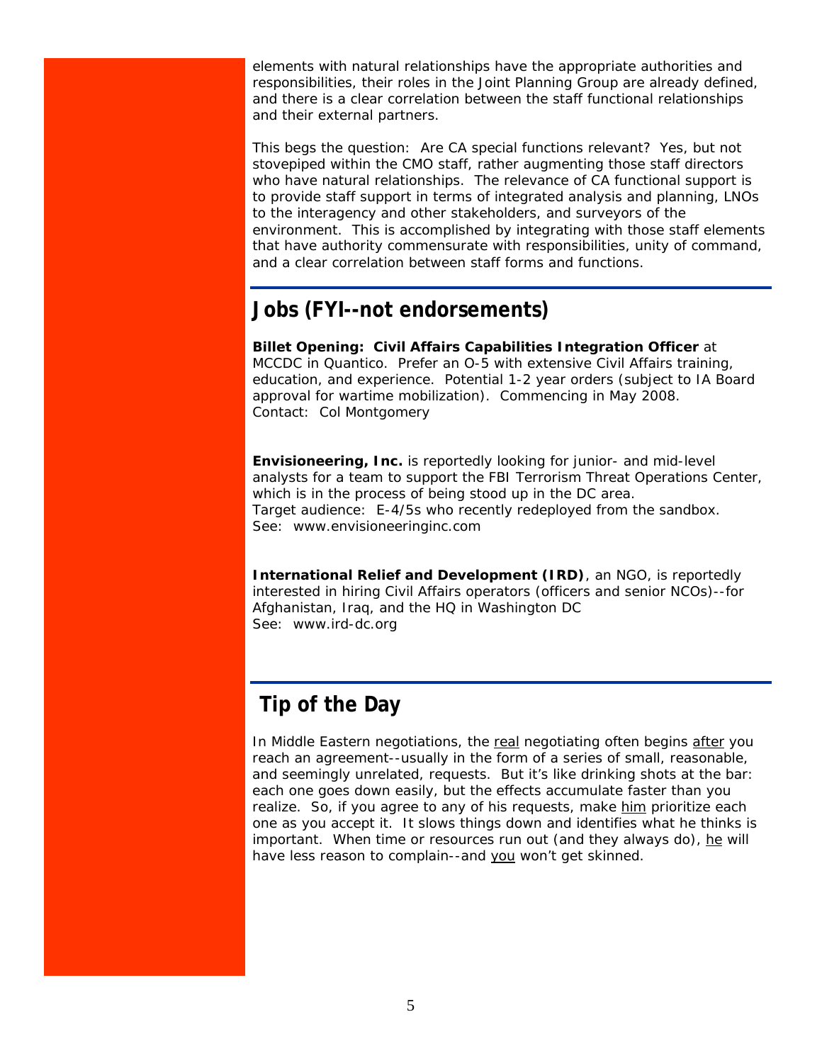elements with natural relationships have the appropriate authorities and responsibilities, their roles in the Joint Planning Group are already defined, and there is a clear correlation between the staff functional relationships and their external partners.

This begs the question: Are CA special functions relevant? Yes, but not stovepiped within the CMO staff, rather augmenting those staff directors who have natural relationships. The relevance of CA functional support is to provide staff support in terms of integrated analysis and planning, LNOs to the interagency and other stakeholders, and surveyors of the environment. This is accomplished by integrating with those staff elements that have authority commensurate with responsibilities, unity of command, and a clear correlation between staff forms and functions.

## Jobs (FYI--not endorsements)

**Billet Opening: Civil Affairs Capabilities Integration Officer** at MCCDC in Quantico. Prefer an O-5 with extensive Civil Affairs training, education, and experience. Potential 1-2 year orders (subject to IA Board approval for wartime mobilization). Commencing in May 2008.
Contact: Col Montgomery

**Envisioneering, Inc.** is reportedly looking for junior- and mid-level analysts for a team to support the FBI Terrorism Threat Operations Center, which is in the process of being stood up in the DC area.
Target audience: E-4/5s who recently redeployed from the sandbox.
See: www.envisioneeringinc.com

**International Relief and Development (IRD)**, an NGO, is reportedly interested in hiring Civil Affairs operators (officers and senior NCOs)--for Afghanistan, Iraq, and the HQ in Washington DC
See: www.ird-dc.org

## Tip of the Day

In Middle Eastern negotiations, the real negotiating often begins after you reach an agreement--usually in the form of a series of small, reasonable, and seemingly unrelated, requests. But it's like drinking shots at the bar: each one goes down easily, but the effects accumulate faster than you realize. So, if you agree to any of his requests, make him prioritize each one as you accept it. It slows things down and identifies what he thinks is important. When time or resources run out (and they always do), he will have less reason to complain--and you won't get skinned.